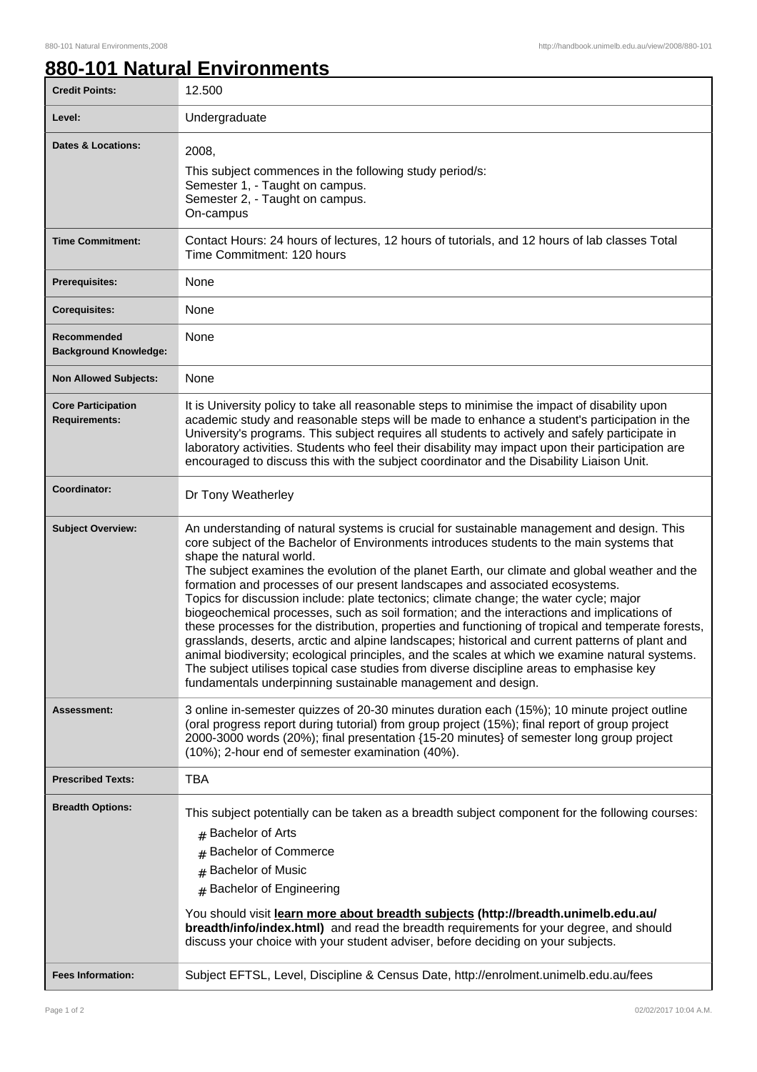# 880-101 Natural Environments

| | |
|---|---|
| **Credit Points:** | 12.500 |
| **Level:** | Undergraduate |
| **Dates & Locations:** | 2008,<br>This subject commences in the following study period/s:<br>Semester 1, - Taught on campus.<br>Semester 2, - Taught on campus.<br>On-campus |
| **Time Commitment:** | Contact Hours: 24 hours of lectures, 12 hours of tutorials, and 12 hours of lab classes Total Time Commitment: 120 hours |
| **Prerequisites:** | None |
| **Corequisites:** | None |
| **Recommended Background Knowledge:** | None |
| **Non Allowed Subjects:** | None |
| **Core Participation Requirements:** | It is University policy to take all reasonable steps to minimise the impact of disability upon academic study and reasonable steps will be made to enhance a student's participation in the University's programs. This subject requires all students to actively and safely participate in laboratory activities. Students who feel their disability may impact upon their participation are encouraged to discuss this with the subject coordinator and the Disability Liaison Unit. |
| **Coordinator:** | Dr Tony Weatherley |
| **Subject Overview:** | An understanding of natural systems is crucial for sustainable management and design. This core subject of the Bachelor of Environments introduces students to the main systems that shape the natural world.<br>The subject examines the evolution of the planet Earth, our climate and global weather and the formation and processes of our present landscapes and associated ecosystems.<br>Topics for discussion include: plate tectonics; climate change; the water cycle; major biogeochemical processes, such as soil formation; and the interactions and implications of these processes for the distribution, properties and functioning of tropical and temperate forests, grasslands, deserts, arctic and alpine landscapes; historical and current patterns of plant and animal biodiversity; ecological principles, and the scales at which we examine natural systems. The subject utilises topical case studies from diverse discipline areas to emphasise key fundamentals underpinning sustainable management and design. |
| **Assessment:** | 3 online in-semester quizzes of 20-30 minutes duration each (15%); 10 minute project outline (oral progress report during tutorial) from group project (15%); final report of group project 2000-3000 words (20%); final presentation {15-20 minutes} of semester long group project (10%); 2-hour end of semester examination (40%). |
| **Prescribed Texts:** | TBA |
| **Breadth Options:** | This subject potentially can be taken as a breadth subject component for the following courses:<br># Bachelor of Arts<br># Bachelor of Commerce<br># Bachelor of Music<br># Bachelor of Engineering<br>You should visit **learn more about breadth subjects (http://breadth.unimelb.edu.au/breadth/info/index.html)** and read the breadth requirements for your degree, and should discuss your choice with your student adviser, before deciding on your subjects. |
| **Fees Information:** | Subject EFTSL, Level, Discipline & Census Date, http://enrolment.unimelb.edu.au/fees |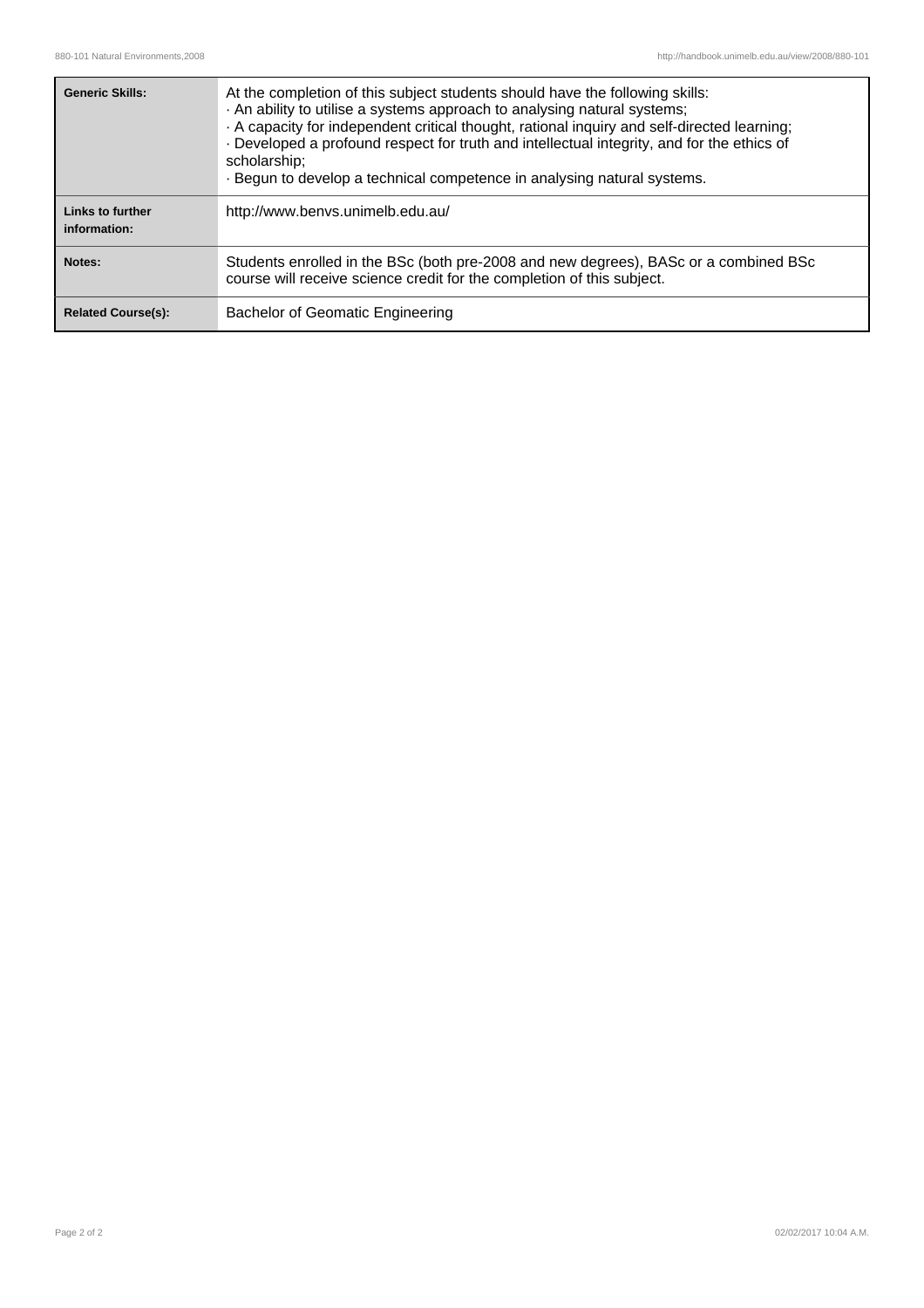| | |
|---|---|
| **Generic Skills:** | At the completion of this subject students should have the following skills: · An ability to utilise a systems approach to analysing natural systems; · A capacity for independent critical thought, rational inquiry and self-directed learning; · Developed a profound respect for truth and intellectual integrity, and for the ethics of scholarship; · Begun to develop a technical competence in analysing natural systems. |
| **Links to further information:** | http://www.benvs.unimelb.edu.au/ |
| **Notes:** | Students enrolled in the BSc (both pre-2008 and new degrees), BASc or a combined BSc course will receive science credit for the completion of this subject. |
| **Related Course(s):** | Bachelor of Geomatic Engineering |